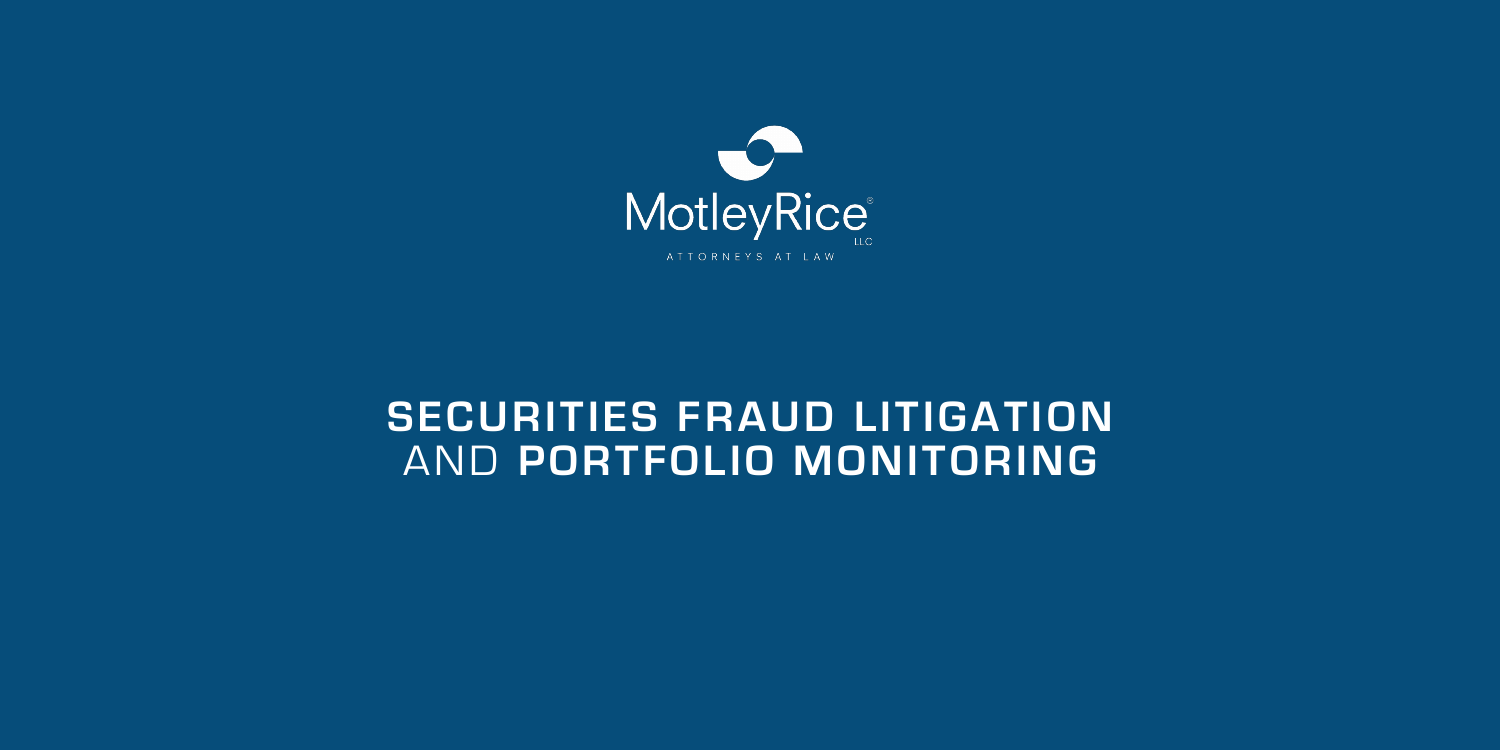MotleyRice® LLC

ATTORNEYS AT LAW

# SECURITIES FRAUD LITIGATION AND PORTFOLIO MONITORING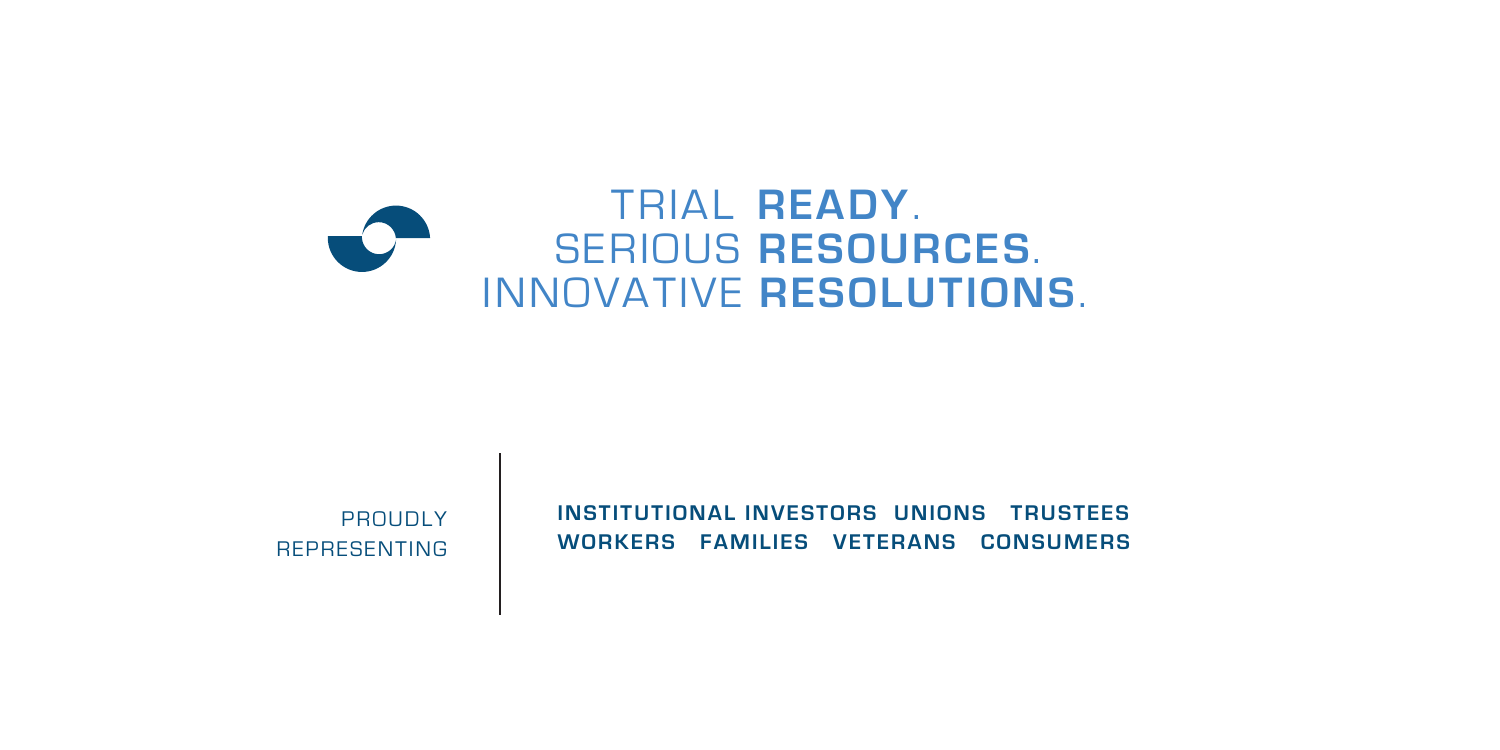# TRIAL **READY**.
# SERIOUS **RESOURCES**.
# INNOVATIVE **RESOLUTIONS**.

PROUDLY REPRESENTING

**INSTITUTIONAL INVESTORS UNIONS TRUSTEES WORKERS FAMILIES VETERANS CONSUMERS**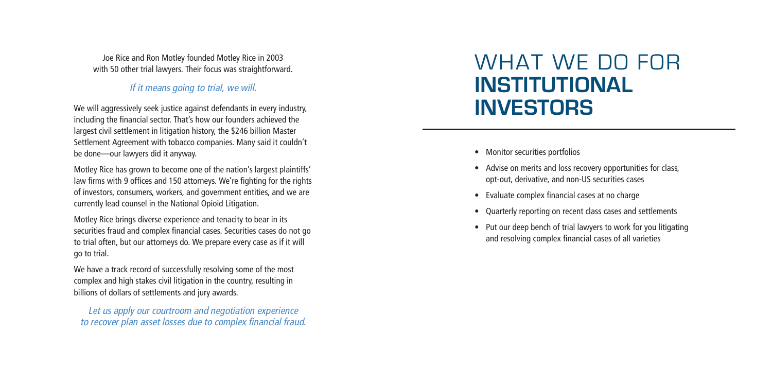Joe Rice and Ron Motley founded Motley Rice in 2003 with 50 other trial lawyers. Their focus was straightforward.

*If it means going to trial, we will.*

We will aggressively seek justice against defendants in every industry, including the financial sector. That's how our founders achieved the largest civil settlement in litigation history, the $246 billion Master Settlement Agreement with tobacco companies. Many said it couldn't be done—our lawyers did it anyway.

Motley Rice has grown to become one of the nation's largest plaintiffs' law firms with 9 offices and 150 attorneys. We're fighting for the rights of investors, consumers, workers, and government entities, and we are currently lead counsel in the National Opioid Litigation.

Motley Rice brings diverse experience and tenacity to bear in its securities fraud and complex financial cases. Securities cases do not go to trial often, but our attorneys do. We prepare every case as if it will go to trial.

We have a track record of successfully resolving some of the most complex and high stakes civil litigation in the country, resulting in billions of dollars of settlements and jury awards.

*Let us apply our courtroom and negotiation experience to recover plan asset losses due to complex financial fraud.*

# WHAT WE DO FOR **INSTITUTIONAL INVESTORS**

- Monitor securities portfolios
- Advise on merits and loss recovery opportunities for class, opt-out, derivative, and non-US securities cases
- Evaluate complex financial cases at no charge
- Quarterly reporting on recent class cases and settlements
- Put our deep bench of trial lawyers to work for you litigating and resolving complex financial cases of all varieties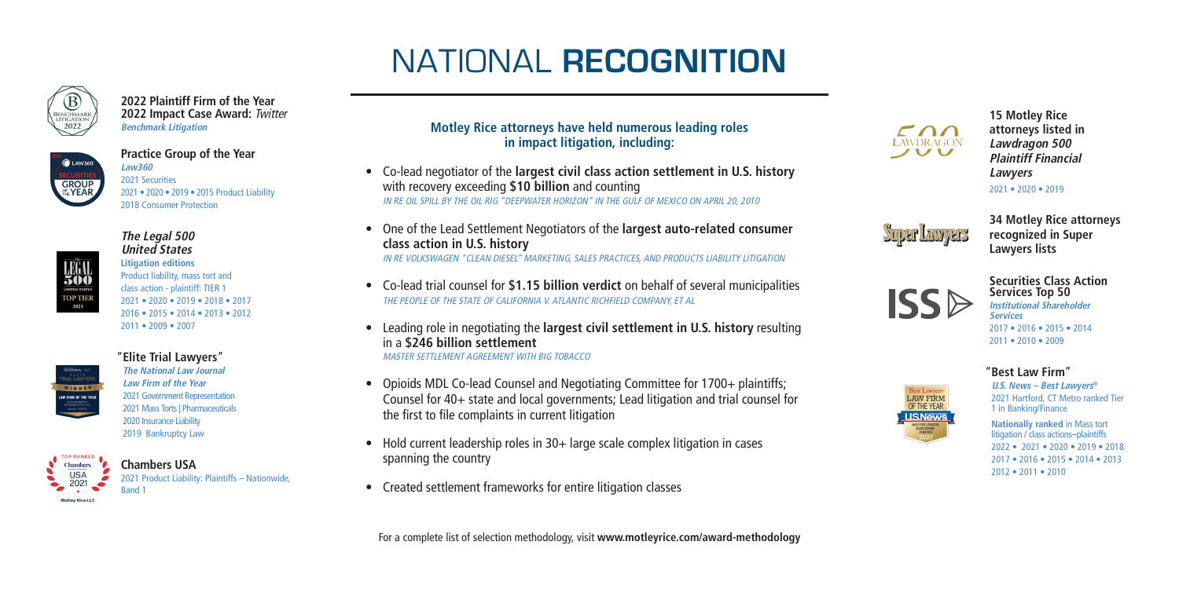# NATIONAL **RECOGNITION**

**2022 Plaintiff Firm of the Year**
**2022 Impact Case Award:** *Twitter*
***Benchmark Litigation***

**Practice Group of the Year**
***Law360***
2021 Securities
2021 • 2020 • 2019 • 2015 Product Liability
2018 Consumer Protection

***The Legal 500 United States***
**Litigation editions**
Product liability, mass tort and class action - plaintiff: TIER 1
2021 • 2020 • 2019 • 2018 • 2017
2016 • 2015 • 2014 • 2013 • 2012
2011 • 2009 • 2007

**"Elite Trial Lawyers"**
***The National Law Journal***
***Law Firm of the Year***
2021 Government Representation
2021 Mass Torts | Pharmaceuticals
2020 Insurance Liability
2019 Bankruptcy Law

**Chambers USA**
2021 Product Liability: Plaintiffs – Nationwide, Band 1

## Motley Rice attorneys have held numerous leading roles in impact litigation, including:

- Co-lead negotiator of the **largest civil class action settlement in U.S. history** with recovery exceeding **$10 billion** and counting
  *IN RE OIL SPILL BY THE OIL RIG "DEEPWATER HORIZON" IN THE GULF OF MEXICO ON APRIL 20, 2010*
- One of the Lead Settlement Negotiators of the **largest auto-related consumer class action in U.S. history**
  *IN RE VOLKSWAGEN "CLEAN DIESEL" MARKETING, SALES PRACTICES, AND PRODUCTS LIABILITY LITIGATION*
- Co-lead trial counsel for **$1.15 billion verdict** on behalf of several municipalities
  *THE PEOPLE OF THE STATE OF CALIFORNIA V. ATLANTIC RICHFIELD COMPANY, ET AL*
- Leading role in negotiating the **largest civil settlement in U.S. history** resulting in a **$246 billion settlement**
  *MASTER SETTLEMENT AGREEMENT WITH BIG TOBACCO*
- Opioids MDL Co-lead Counsel and Negotiating Committee for 1700+ plaintiffs; Counsel for 40+ state and local governments; Lead litigation and trial counsel for the first to file complaints in current litigation
- Hold current leadership roles in 30+ large scale complex litigation in cases spanning the country
- Created settlement frameworks for entire litigation classes

**15 Motley Rice attorneys listed in *Lawdragon 500 Plaintiff Financial Lawyers***
2021 • 2020 • 2019

**34 Motley Rice attorneys recognized in Super Lawyers lists**

**Securities Class Action Services Top 50**
***Institutional Shareholder Services***
2017 • 2016 • 2015 • 2014
2011 • 2010 • 2009

**"Best Law Firm"**
***U.S. News – Best Lawyers®***
2021 Hartford, CT Metro ranked Tier 1 in Banking/Finance
**Nationally ranked** in Mass tort litigation / class actions–plaintiffs
2022 • 2021 • 2020 • 2019 • 2018
2017 • 2016 • 2015 • 2014 • 2013
2012 • 2011 • 2010

For a complete list of selection methodology, visit **www.motleyrice.com/award-methodology**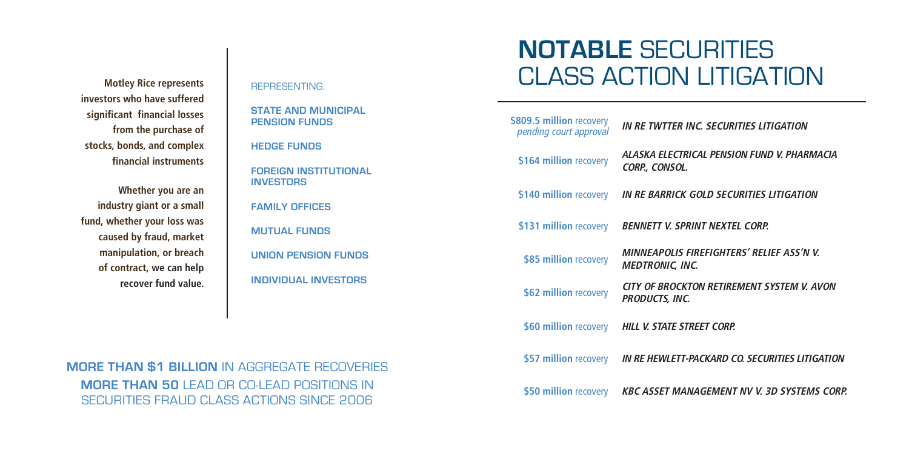**Motley Rice represents investors who have suffered significant financial losses from the purchase of stocks, bonds, and complex financial instruments**

**Whether you are an industry giant or a small fund, whether your loss was caused by fraud, market manipulation, or breach of contract, we can help recover fund value.**

REPRESENTING:

- **STATE AND MUNICIPAL PENSION FUNDS**
- **HEDGE FUNDS**
- **FOREIGN INSTITUTIONAL INVESTORS**
- **FAMILY OFFICES**
- **MUTUAL FUNDS**
- **UNION PENSION FUNDS**
- **INDIVIDUAL INVESTORS**

**MORE THAN $1 BILLION** IN AGGREGATE RECOVERIES

**MORE THAN 50** LEAD OR CO-LEAD POSITIONS IN SECURITIES FRAUD CLASS ACTIONS SINCE 2006

# **NOTABLE** SECURITIES CLASS ACTION LITIGATION

| Recovery | Case |
|---|---|
| **$809.5 million** recovery *pending court approval* | ***IN RE TWTTER INC. SECURITIES LITIGATION*** |
| **$164 million** recovery | ***ALASKA ELECTRICAL PENSION FUND V. PHARMACIA CORP., CONSOL.*** |
| **$140 million** recovery | ***IN RE BARRICK GOLD SECURITIES LITIGATION*** |
| **$131 million** recovery | ***BENNETT V. SPRINT NEXTEL CORP.*** |
| **$85 million** recovery | ***MINNEAPOLIS FIREFIGHTERS' RELIEF ASS'N V. MEDTRONIC, INC.*** |
| **$62 million** recovery | ***CITY OF BROCKTON RETIREMENT SYSTEM V. AVON PRODUCTS, INC.*** |
| **$60 million** recovery | ***HILL V. STATE STREET CORP.*** |
| **$57 million** recovery | ***IN RE HEWLETT-PACKARD CO. SECURITIES LITIGATION*** |
| **$50 million** recovery | ***KBC ASSET MANAGEMENT NV V. 3D SYSTEMS CORP.*** |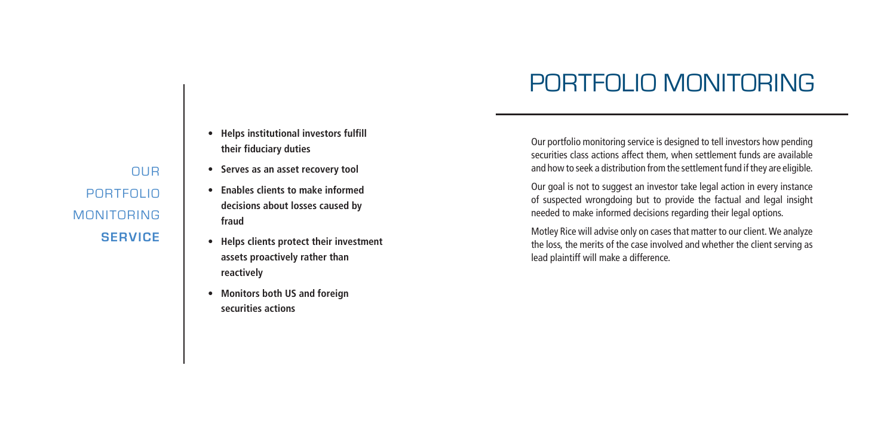## OUR PORTFOLIO MONITORING **SERVICE**

- **Helps institutional investors fulfill their fiduciary duties**
- **Serves as an asset recovery tool**
- **Enables clients to make informed decisions about losses caused by fraud**
- **Helps clients protect their investment assets proactively rather than reactively**
- **Monitors both US and foreign securities actions**

# PORTFOLIO MONITORING

Our portfolio monitoring service is designed to tell investors how pending securities class actions affect them, when settlement funds are available and how to seek a distribution from the settlement fund if they are eligible.

Our goal is not to suggest an investor take legal action in every instance of suspected wrongdoing but to provide the factual and legal insight needed to make informed decisions regarding their legal options.

Motley Rice will advise only on cases that matter to our client. We analyze the loss, the merits of the case involved and whether the client serving as lead plaintiff will make a difference.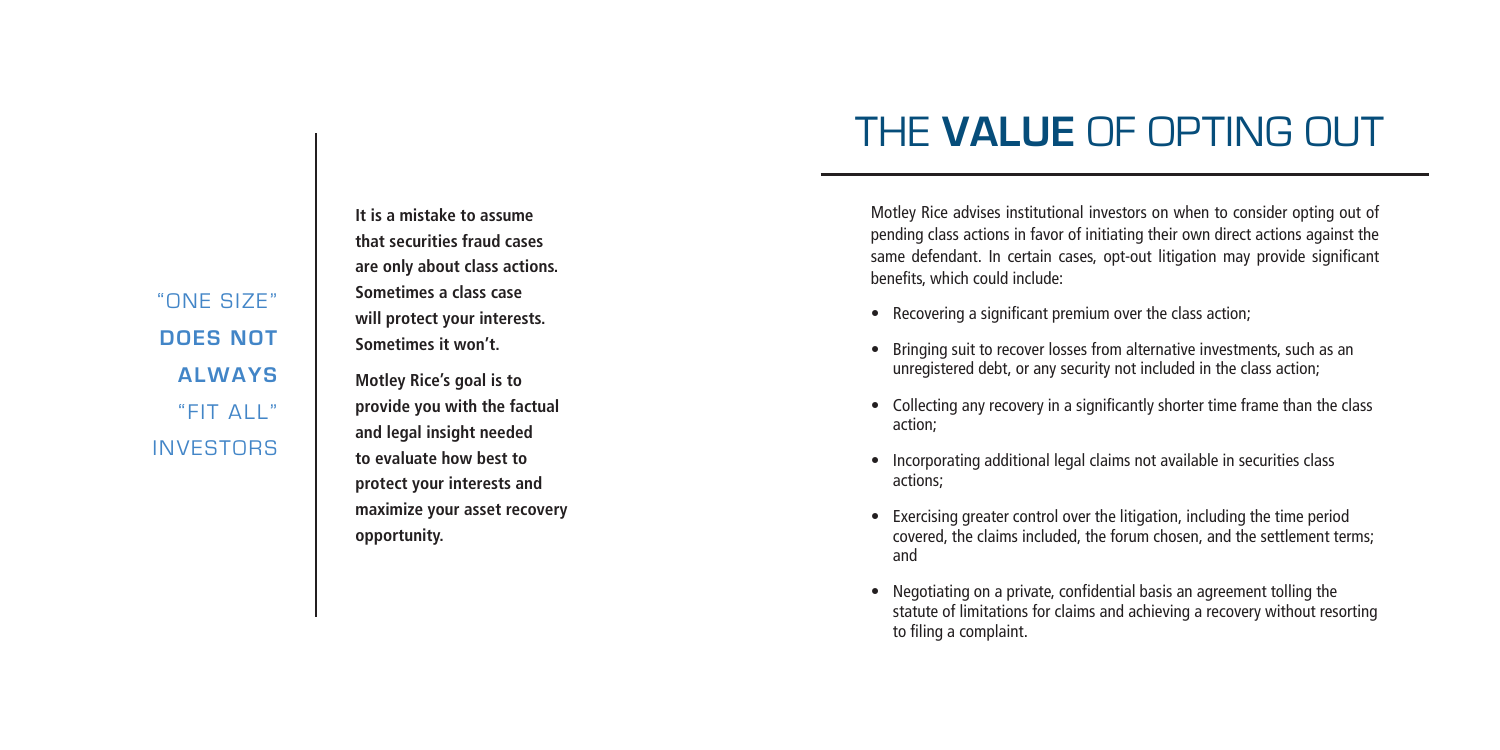"ONE SIZE" **DOES NOT ALWAYS** "FIT ALL" INVESTORS

**It is a mistake to assume that securities fraud cases are only about class actions. Sometimes a class case will protect your interests. Sometimes it won't.**

**Motley Rice's goal is to provide you with the factual and legal insight needed to evaluate how best to protect your interests and maximize your asset recovery opportunity.**

# THE **VALUE** OF OPTING OUT

Motley Rice advises institutional investors on when to consider opting out of pending class actions in favor of initiating their own direct actions against the same defendant. In certain cases, opt-out litigation may provide significant benefits, which could include:

- Recovering a significant premium over the class action;
- Bringing suit to recover losses from alternative investments, such as an unregistered debt, or any security not included in the class action;
- Collecting any recovery in a significantly shorter time frame than the class action;
- Incorporating additional legal claims not available in securities class actions;
- Exercising greater control over the litigation, including the time period covered, the claims included, the forum chosen, and the settlement terms; and
- Negotiating on a private, confidential basis an agreement tolling the statute of limitations for claims and achieving a recovery without resorting to filing a complaint.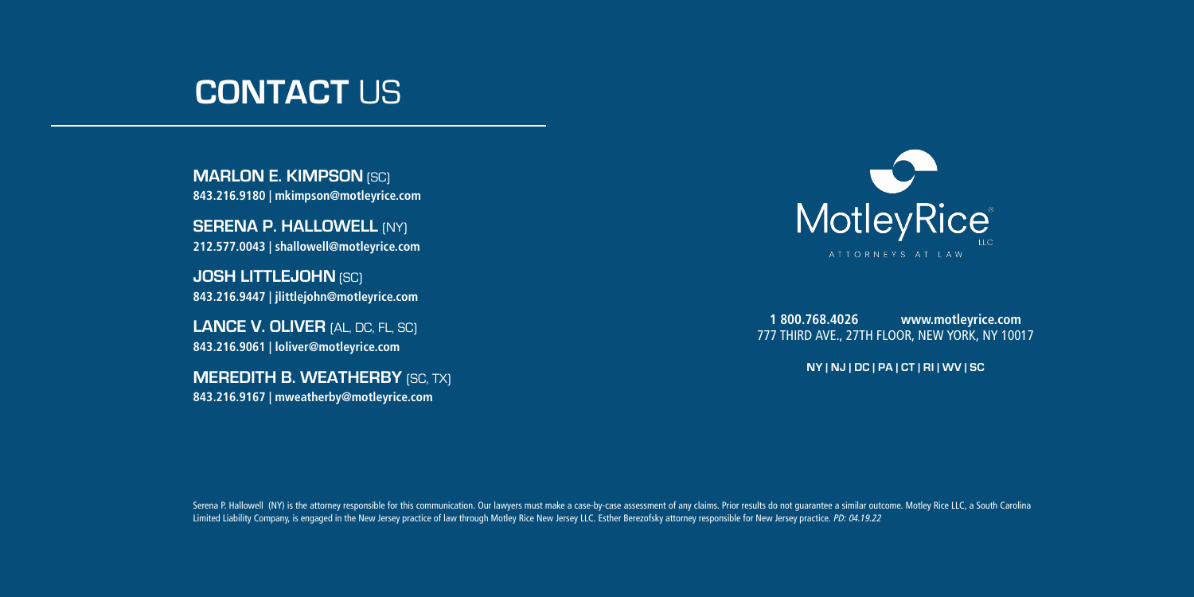# **CONTACT** US

**MARLON E. KIMPSON** (SC)
**843.216.9180 | mkimpson@motleyrice.com**

**SERENA P. HALLOWELL** (NY)
**212.577.0043 | shallowell@motleyrice.com**

**JOSH LITTLEJOHN** (SC)
**843.216.9447 | jlittlejohn@motleyrice.com**

**LANCE V. OLIVER** (AL, DC, FL, SC)
**843.216.9061 | loliver@motleyrice.com**

**MEREDITH B. WEATHERBY** (SC, TX)
**843.216.9167 | mweatherby@motleyrice.com**

MotleyRice® LLC
ATTORNEYS AT LAW

**1 800.768.4026** **www.motleyrice.com**
777 THIRD AVE., 27TH FLOOR, NEW YORK, NY 10017

**NY | NJ | DC | PA | CT | RI | WV | SC**

Serena P. Hallowell (NY) is the attorney responsible for this communication. Our lawyers must make a case-by-case assessment of any claims. Prior results do not guarantee a similar outcome. Motley Rice LLC, a South Carolina Limited Liability Company, is engaged in the New Jersey practice of law through Motley Rice New Jersey LLC. Esther Berezofsky attorney responsible for New Jersey practice. *PD: 04.19.22*